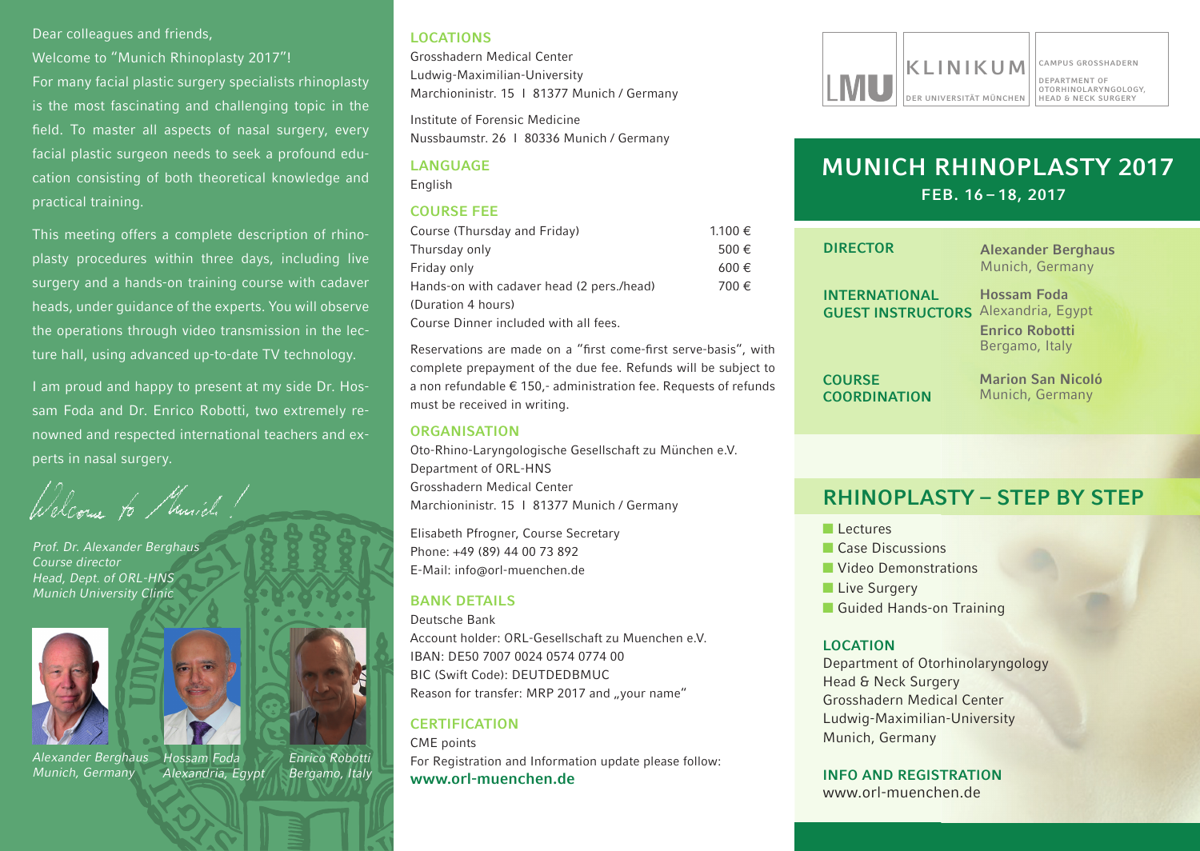Dear colleagues and friends,

Welcome to "Munich Rhinoplasty 2017"!

For many facial plastic surgery specialists rhinoplasty is the most fascinating and challenging topic in the field. To master all aspects of nasal surgery, every facial plastic surgeon needs to seek a profound education consisting of both theoretical knowledge and practical training.

This meeting offers a complete description of rhinoplasty procedures within three days, including live surgery and a hands-on training course with cadaver heads, under guidance of the experts. You will observe the operations through video transmission in the lecture hall, using advanced up-to-date TV technology.

I am proud and happy to present at my side Dr. Hossam Foda and Dr. Enrico Robotti, two extremely renowned and respected international teachers and experts in nasal surgery.

*Welcome to Munich!*

*Prof. Dr. Alexander Berghaus*
*Course director*
*Head, Dept. of ORL-HNS*
*Munich University Clinic*

*Alexander Berghaus*
*Munich, Germany*

*Hossam Foda*
*Alexandria, Egypt*

*Enrico Robotti*
*Bergamo, Italy*

## LOCATIONS

Grosshadern Medical Center
Ludwig-Maximilian-University
Marchioninistr. 15 I 81377 Munich / Germany

Institute of Forensic Medicine
Nussbaumstr. 26 I 80336 Munich / Germany

## LANGUAGE

English

## COURSE FEE

| | |
|---|---|
| Course (Thursday and Friday) | 1.100 € |
| Thursday only | 500 € |
| Friday only | 600 € |
| Hands-on with cadaver head (2 pers./head) (Duration 4 hours) | 700 € |

Course Dinner included with all fees.

Reservations are made on a "first come-first serve-basis", with complete prepayment of the due fee. Refunds will be subject to a non refundable € 150,- administration fee. Requests of refunds must be received in writing.

## ORGANISATION

Oto-Rhino-Laryngologische Gesellschaft zu München e.V.
Department of ORL-HNS
Grosshadern Medical Center
Marchioninistr. 15 I 81377 Munich / Germany

Elisabeth Pfrogner, Course Secretary
Phone: +49 (89) 44 00 73 892
E-Mail: info@orl-muenchen.de

## BANK DETAILS

Deutsche Bank
Account holder: ORL-Gesellschaft zu Muenchen e.V.
IBAN: DE50 7007 0024 0574 0774 00
BIC (Swift Code): DEUTDEDBMUC
Reason for transfer: MRP 2017 and „your name"

## CERTIFICATION

CME points
For Registration and Information update please follow:
**www.orl-muenchen.de**

LMU | KLINIKUM DER UNIVERSITÄT MÜNCHEN | CAMPUS GROSSHADERN – DEPARTMENT OF OTORHINOLARYNGOLOGY, HEAD & NECK SURGERY

# MUNICH RHINOPLASTY 2017

**FEB. 16 – 18, 2017**

**DIRECTOR**
**Alexander Berghaus**
Munich, Germany

**INTERNATIONAL GUEST INSTRUCTORS**
**Hossam Foda**
Alexandria, Egypt
**Enrico Robotti**
Bergamo, Italy

**COURSE COORDINATION**
**Marion San Nicoló**
Munich, Germany

## RHINOPLASTY – STEP BY STEP

- Lectures
- Case Discussions
- Video Demonstrations
- Live Surgery
- Guided Hands-on Training

## LOCATION

Department of Otorhinolaryngology
Head & Neck Surgery
Grosshadern Medical Center
Ludwig-Maximilian-University
Munich, Germany

## INFO AND REGISTRATION

www.orl-muenchen.de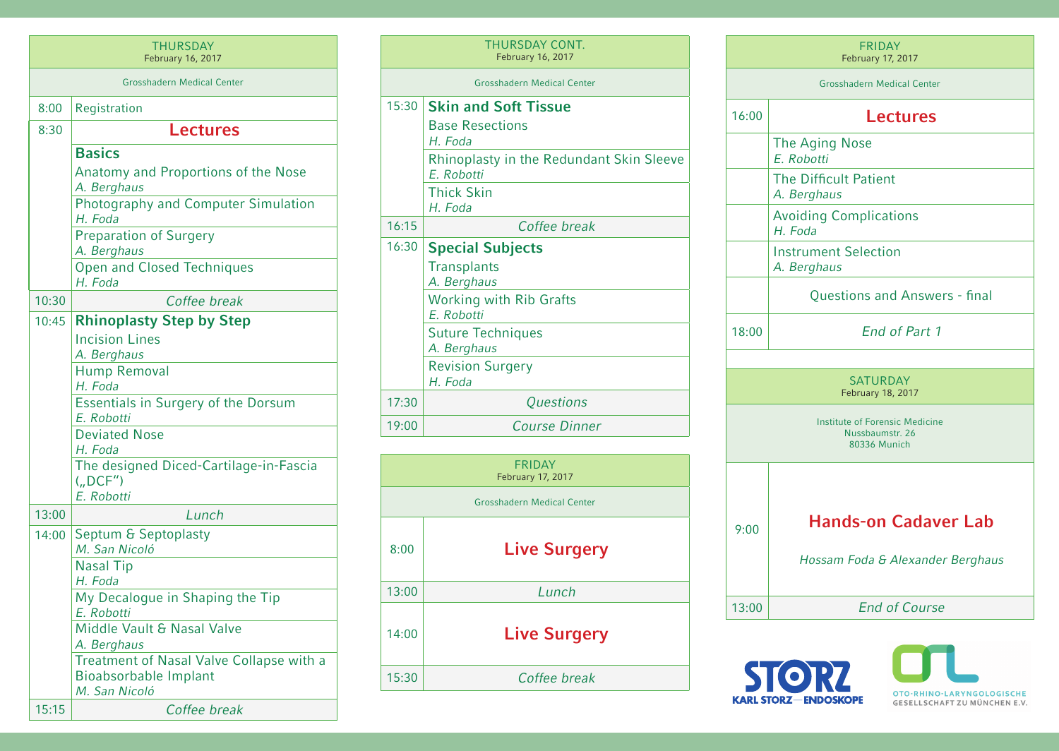## THURSDAY
February 16, 2017

Grosshadern Medical Center

| | |
|---|---|
| 8:00 | Registration |
| 8:30 | **Lectures** |
| | **Basics** |
| | Anatomy and Proportions of the Nose<br>*A. Berghaus* |
| | Photography and Computer Simulation<br>*H. Foda* |
| | Preparation of Surgery<br>*A. Berghaus* |
| | Open and Closed Techniques<br>*H. Foda* |
| 10:30 | *Coffee break* |
| 10:45 | **Rhinoplasty Step by Step** |
| | Incision Lines<br>*A. Berghaus* |
| | Hump Removal<br>*H. Foda* |
| | Essentials in Surgery of the Dorsum<br>*E. Robotti* |
| | Deviated Nose<br>*H. Foda* |
| | The designed Diced-Cartilage-in-Fascia („DCF")<br>*E. Robotti* |
| 13:00 | *Lunch* |
| 14:00 | Septum & Septoplasty<br>*M. San Nicoló* |
| | Nasal Tip<br>*H. Foda* |
| | My Decalogue in Shaping the Tip<br>*E. Robotti* |
| | Middle Vault & Nasal Valve<br>*A. Berghaus* |
| | Treatment of Nasal Valve Collapse with a Bioabsorbable Implant<br>*M. San Nicoló* |
| 15:15 | *Coffee break* |

## THURSDAY CONT.
February 16, 2017

Grosshadern Medical Center

| | |
|---|---|
| 15:30 | **Skin and Soft Tissue** |
| | Base Resections<br>*H. Foda* |
| | Rhinoplasty in the Redundant Skin Sleeve<br>*E. Robotti* |
| | Thick Skin<br>*H. Foda* |
| 16:15 | *Coffee break* |
| 16:30 | **Special Subjects** |
| | Transplants<br>*A. Berghaus* |
| | Working with Rib Grafts<br>*E. Robotti* |
| | Suture Techniques<br>*A. Berghaus* |
| | Revision Surgery<br>*H. Foda* |
| 17:30 | *Questions* |
| 19:00 | *Course Dinner* |

## FRIDAY
February 17, 2017

Grosshadern Medical Center

| | |
|---|---|
| 8:00 | **Live Surgery** |
| 13:00 | *Lunch* |
| 14:00 | **Live Surgery** |
| 15:30 | *Coffee break* |

## FRIDAY
February 17, 2017

Grosshadern Medical Center

| | |
|---|---|
| 16:00 | **Lectures** |
| | The Aging Nose<br>*E. Robotti* |
| | The Difficult Patient<br>*A. Berghaus* |
| | Avoiding Complications<br>*H. Foda* |
| | Instrument Selection<br>*A. Berghaus* |
| | Questions and Answers - final |
| 18:00 | *End of Part 1* |

## SATURDAY
February 18, 2017

Institute of Forensic Medicine
Nussbaumstr. 26
80336 Munich

| | |
|---|---|
| 9:00 | **Hands-on Cadaver Lab**<br>*Hossam Foda & Alexander Berghaus* |
| 13:00 | *End of Course* |

STORZ KARL STORZ—ENDOSKOPE

OTO-RHINO-LARYNGOLOGISCHE GESELLSCHAFT ZU MÜNCHEN E.V.